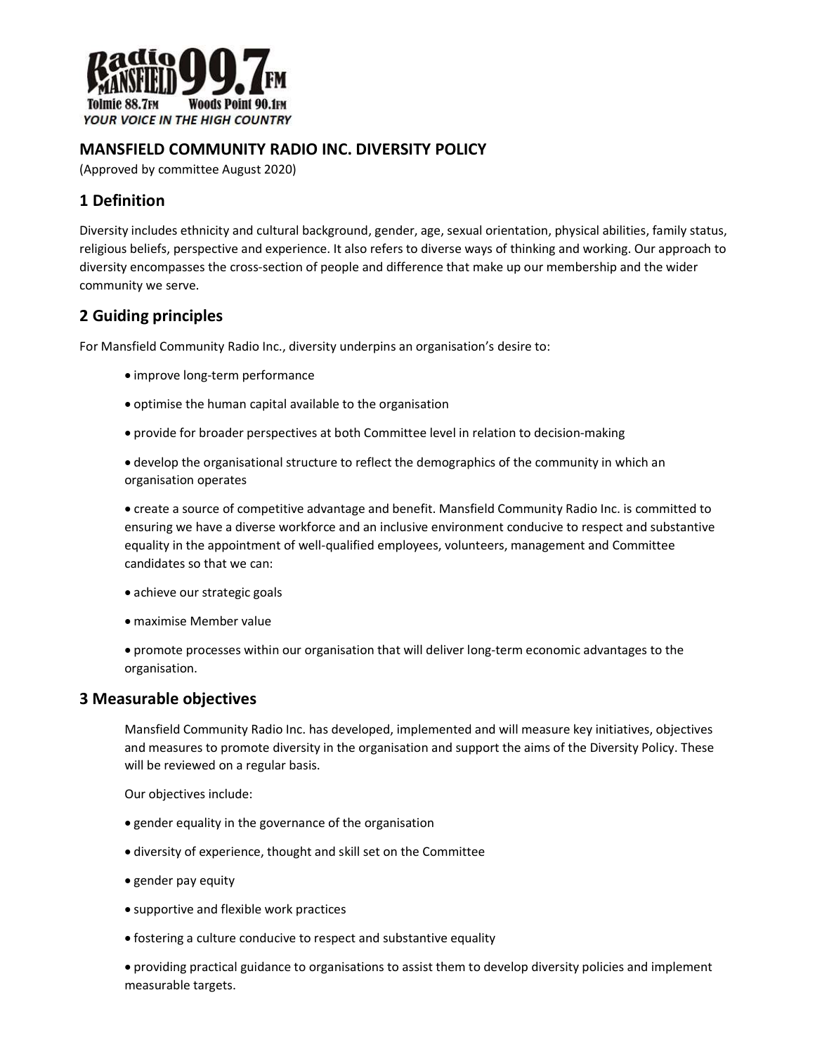Radio Mansfield 99.7FM
Tolmie 88.7FM Woods Point 90.1FM
*YOUR VOICE IN THE HIGH COUNTRY*

## MANSFIELD COMMUNITY RADIO INC. DIVERSITY POLICY

(Approved by committee August 2020)

## 1 Definition

Diversity includes ethnicity and cultural background, gender, age, sexual orientation, physical abilities, family status, religious beliefs, perspective and experience. It also refers to diverse ways of thinking and working. Our approach to diversity encompasses the cross-section of people and difference that make up our membership and the wider community we serve.

## 2 Guiding principles

For Mansfield Community Radio Inc., diversity underpins an organisation's desire to:

- improve long-term performance
- optimise the human capital available to the organisation
- provide for broader perspectives at both Committee level in relation to decision-making
- develop the organisational structure to reflect the demographics of the community in which an organisation operates
- create a source of competitive advantage and benefit. Mansfield Community Radio Inc. is committed to ensuring we have a diverse workforce and an inclusive environment conducive to respect and substantive equality in the appointment of well-qualified employees, volunteers, management and Committee candidates so that we can:
- achieve our strategic goals
- maximise Member value
- promote processes within our organisation that will deliver long-term economic advantages to the organisation.

## 3 Measurable objectives

Mansfield Community Radio Inc. has developed, implemented and will measure key initiatives, objectives and measures to promote diversity in the organisation and support the aims of the Diversity Policy. These will be reviewed on a regular basis.

Our objectives include:

- gender equality in the governance of the organisation
- diversity of experience, thought and skill set on the Committee
- gender pay equity
- supportive and flexible work practices
- fostering a culture conducive to respect and substantive equality
- providing practical guidance to organisations to assist them to develop diversity policies and implement measurable targets.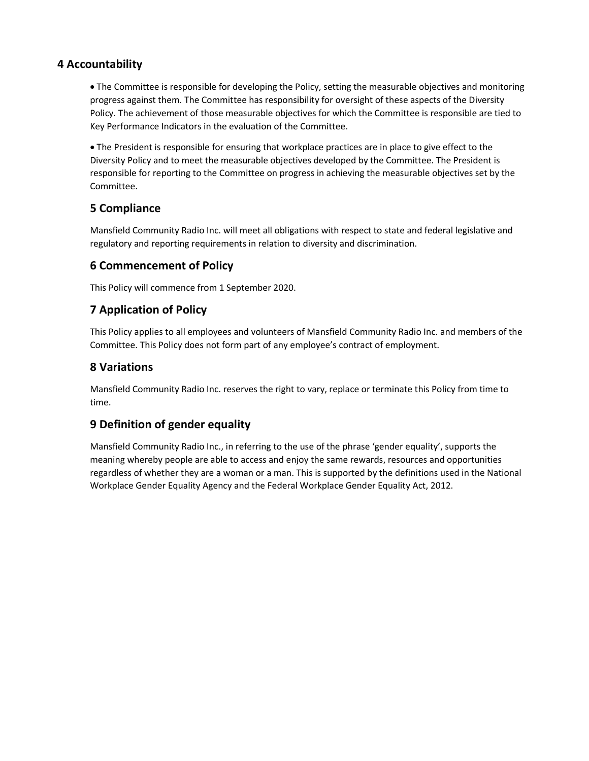## 4 Accountability

- The Committee is responsible for developing the Policy, setting the measurable objectives and monitoring progress against them. The Committee has responsibility for oversight of these aspects of the Diversity Policy. The achievement of those measurable objectives for which the Committee is responsible are tied to Key Performance Indicators in the evaluation of the Committee.

- The President is responsible for ensuring that workplace practices are in place to give effect to the Diversity Policy and to meet the measurable objectives developed by the Committee. The President is responsible for reporting to the Committee on progress in achieving the measurable objectives set by the Committee.

## 5 Compliance

Mansfield Community Radio Inc. will meet all obligations with respect to state and federal legislative and regulatory and reporting requirements in relation to diversity and discrimination.

## 6 Commencement of Policy

This Policy will commence from 1 September 2020.

## 7 Application of Policy

This Policy applies to all employees and volunteers of Mansfield Community Radio Inc. and members of the Committee. This Policy does not form part of any employee's contract of employment.

## 8 Variations

Mansfield Community Radio Inc. reserves the right to vary, replace or terminate this Policy from time to time.

## 9 Definition of gender equality

Mansfield Community Radio Inc., in referring to the use of the phrase 'gender equality', supports the meaning whereby people are able to access and enjoy the same rewards, resources and opportunities regardless of whether they are a woman or a man. This is supported by the definitions used in the National Workplace Gender Equality Agency and the Federal Workplace Gender Equality Act, 2012.